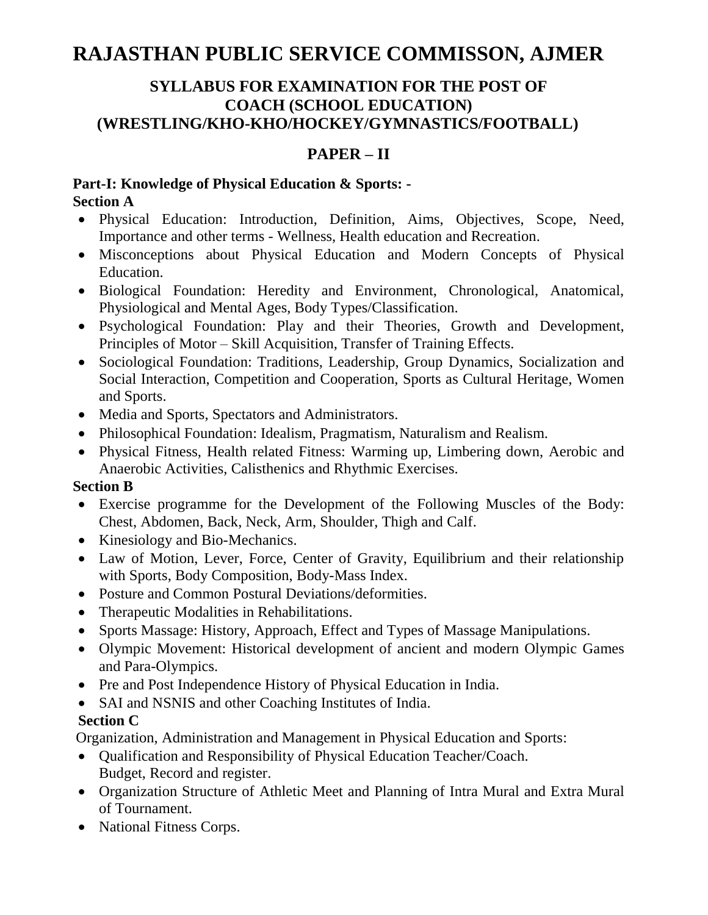# RAJASTHAN PUBLIC SERVICE COMMISSON, AJMER

## SYLLABUS FOR EXAMINATION FOR THE POST OF COACH (SCHOOL EDUCATION) (WRESTLING/KHO-KHO/HOCKEY/GYMNASTICS/FOOTBALL)

## PAPER – II

**Part-I: Knowledge of Physical Education & Sports: -**

**Section A**

- Physical Education: Introduction, Definition, Aims, Objectives, Scope, Need, Importance and other terms - Wellness, Health education and Recreation.
- Misconceptions about Physical Education and Modern Concepts of Physical Education.
- Biological Foundation: Heredity and Environment, Chronological, Anatomical, Physiological and Mental Ages, Body Types/Classification.
- Psychological Foundation: Play and their Theories, Growth and Development, Principles of Motor – Skill Acquisition, Transfer of Training Effects.
- Sociological Foundation: Traditions, Leadership, Group Dynamics, Socialization and Social Interaction, Competition and Cooperation, Sports as Cultural Heritage, Women and Sports.
- Media and Sports, Spectators and Administrators.
- Philosophical Foundation: Idealism, Pragmatism, Naturalism and Realism.
- Physical Fitness, Health related Fitness: Warming up, Limbering down, Aerobic and Anaerobic Activities, Calisthenics and Rhythmic Exercises.

**Section B**

- Exercise programme for the Development of the Following Muscles of the Body: Chest, Abdomen, Back, Neck, Arm, Shoulder, Thigh and Calf.
- Kinesiology and Bio-Mechanics.
- Law of Motion, Lever, Force, Center of Gravity, Equilibrium and their relationship with Sports, Body Composition, Body-Mass Index.
- Posture and Common Postural Deviations/deformities.
- Therapeutic Modalities in Rehabilitations.
- Sports Massage: History, Approach, Effect and Types of Massage Manipulations.
- Olympic Movement: Historical development of ancient and modern Olympic Games and Para-Olympics.
- Pre and Post Independence History of Physical Education in India.
- SAI and NSNIS and other Coaching Institutes of India.

**Section C**

Organization, Administration and Management in Physical Education and Sports:

- Qualification and Responsibility of Physical Education Teacher/Coach. Budget, Record and register.
- Organization Structure of Athletic Meet and Planning of Intra Mural and Extra Mural of Tournament.
- National Fitness Corps.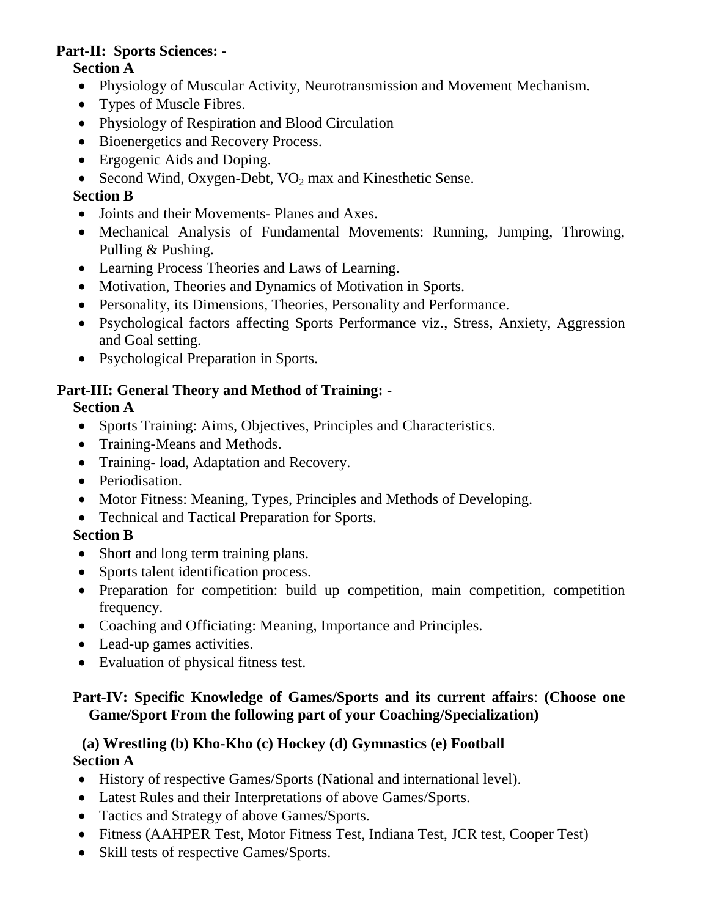**Part-II: Sports Sciences: -**

**Section A**

- Physiology of Muscular Activity, Neurotransmission and Movement Mechanism.
- Types of Muscle Fibres.
- Physiology of Respiration and Blood Circulation
- Bioenergetics and Recovery Process.
- Ergogenic Aids and Doping.
- Second Wind, Oxygen-Debt, $VO_2$ max and Kinesthetic Sense.

**Section B**

- Joints and their Movements- Planes and Axes.
- Mechanical Analysis of Fundamental Movements: Running, Jumping, Throwing, Pulling & Pushing.
- Learning Process Theories and Laws of Learning.
- Motivation, Theories and Dynamics of Motivation in Sports.
- Personality, its Dimensions, Theories, Personality and Performance.
- Psychological factors affecting Sports Performance viz., Stress, Anxiety, Aggression and Goal setting.
- Psychological Preparation in Sports.

**Part-III: General Theory and Method of Training: -**

**Section A**

- Sports Training: Aims, Objectives, Principles and Characteristics.
- Training-Means and Methods.
- Training- load, Adaptation and Recovery.
- Periodisation.
- Motor Fitness: Meaning, Types, Principles and Methods of Developing.
- Technical and Tactical Preparation for Sports.

**Section B**

- Short and long term training plans.
- Sports talent identification process.
- Preparation for competition: build up competition, main competition, competition frequency.
- Coaching and Officiating: Meaning, Importance and Principles.
- Lead-up games activities.
- Evaluation of physical fitness test.

**Part-IV: Specific Knowledge of Games/Sports and its current affairs**: **(Choose one Game/Sport From the following part of your Coaching/Specialization)**

**(a) Wrestling (b) Kho-Kho (c) Hockey (d) Gymnastics (e) Football**

**Section A**

- History of respective Games/Sports (National and international level).
- Latest Rules and their Interpretations of above Games/Sports.
- Tactics and Strategy of above Games/Sports.
- Fitness (AAHPER Test, Motor Fitness Test, Indiana Test, JCR test, Cooper Test)
- Skill tests of respective Games/Sports.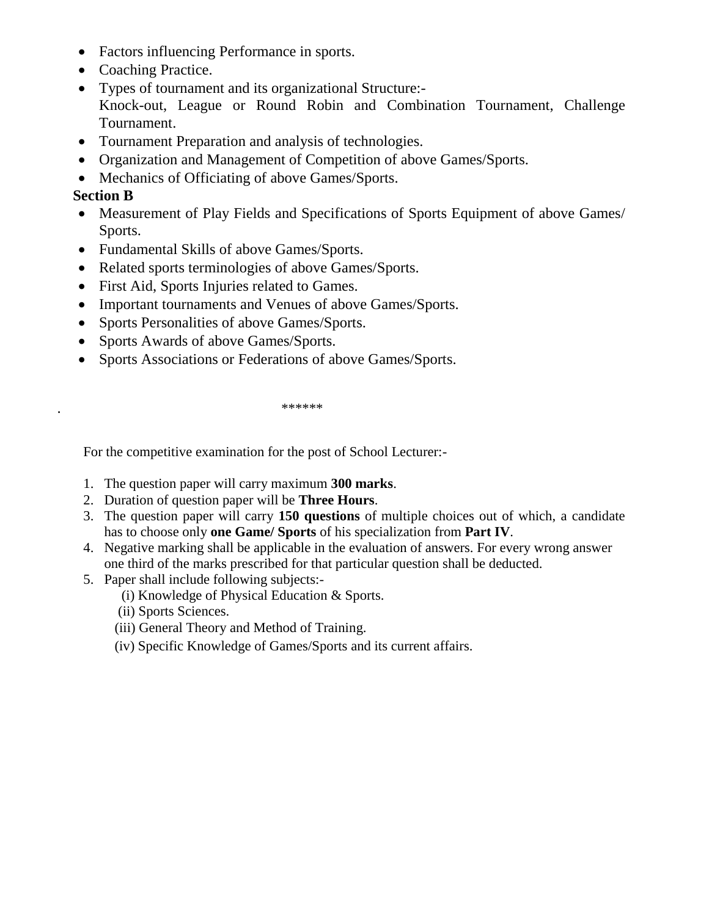- Factors influencing Performance in sports.
- Coaching Practice.
- Types of tournament and its organizational Structure:-
  Knock-out, League or Round Robin and Combination Tournament, Challenge Tournament.
- Tournament Preparation and analysis of technologies.
- Organization and Management of Competition of above Games/Sports.
- Mechanics of Officiating of above Games/Sports.

**Section B**

- Measurement of Play Fields and Specifications of Sports Equipment of above Games/ Sports.
- Fundamental Skills of above Games/Sports.
- Related sports terminologies of above Games/Sports.
- First Aid, Sports Injuries related to Games.
- Important tournaments and Venues of above Games/Sports.
- Sports Personalities of above Games/Sports.
- Sports Awards of above Games/Sports.
- Sports Associations or Federations of above Games/Sports.

******

For the competitive examination for the post of School Lecturer:-

1. The question paper will carry maximum **300 marks**.
2. Duration of question paper will be **Three Hours**.
3. The question paper will carry **150 questions** of multiple choices out of which, a candidate has to choose only **one Game/ Sports** of his specialization from **Part IV**.
4. Negative marking shall be applicable in the evaluation of answers. For every wrong answer one third of the marks prescribed for that particular question shall be deducted.
5. Paper shall include following subjects:-
   (i) Knowledge of Physical Education & Sports.
   (ii) Sports Sciences.
   (iii) General Theory and Method of Training.
   (iv) Specific Knowledge of Games/Sports and its current affairs.